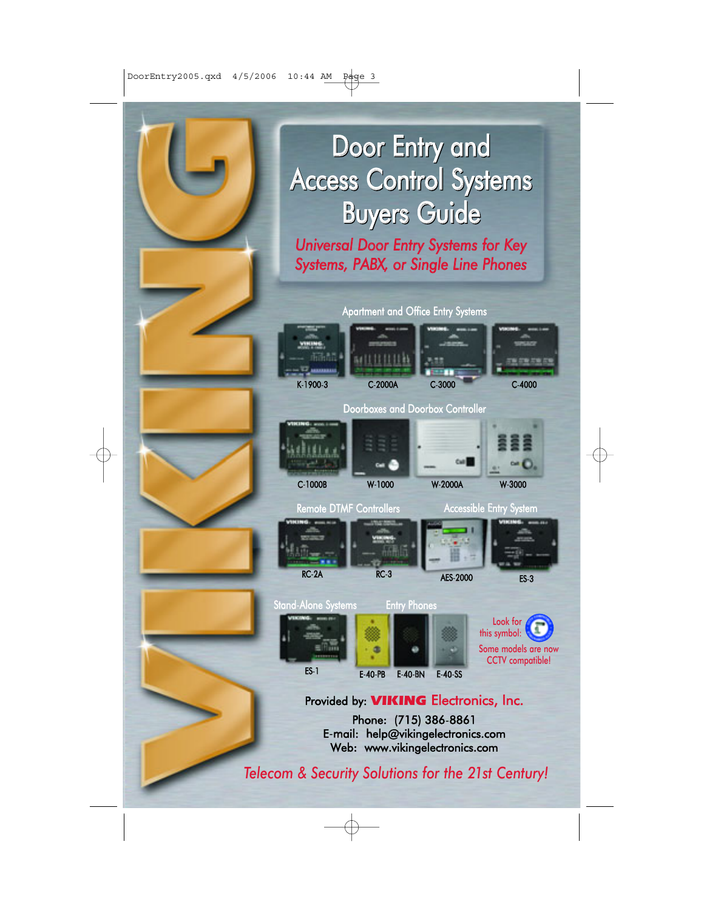# Door Entry and Access Control Systems Buyers Guide

*Universal Door Entry Systems for Key Systems, PABX, or Single Line Phones*

## Apartment and Office Entry Systems

K-1900-3 C-2000A C-3000 C-4000

## Doorboxes and Doorbox Controller

C-1000B W-1000 W-2000A W-3000

## Remote DTMF Controllers

RC-2A RC-3

## Accessible Entry System

AES-2000 ES-3

## Stand-Alone Systems

ES-1

## Entry Phones

E-40-PB E-40-BN E-40-SS

Look for this symbol: Some models are now CCTV compatible!

Provided by: **VIKING** Electronics, Inc.

Phone: (715) 386-8861
E-mail: help@vikingelectronics.com
Web: www.vikingelectronics.com

*Telecom & Security Solutions for the 21st Century!*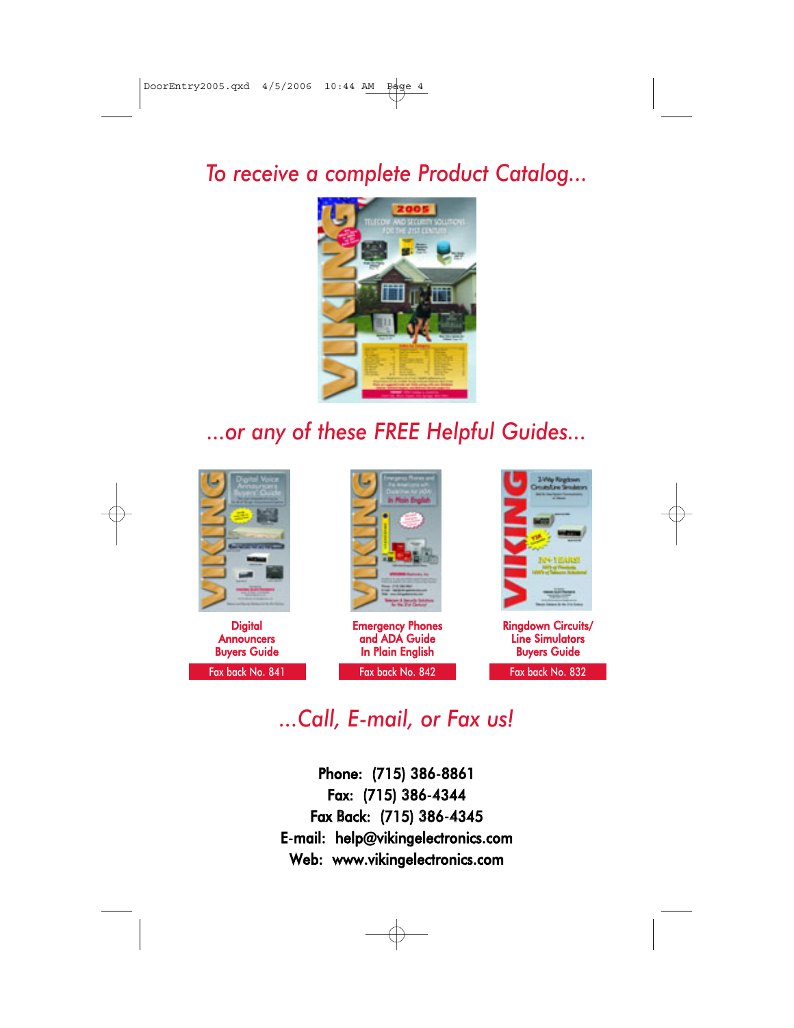*To receive a complete Product Catalog...*

*...or any of these FREE Helpful Guides...*

**Digital Announcers Buyers Guide**

Fax back No. 841

**Emergency Phones and ADA Guide In Plain English**

Fax back No. 842

**Ringdown Circuits/ Line Simulators Buyers Guide**

Fax back No. 832

*...Call, E-mail, or Fax us!*

**Phone: (715) 386-8861**
**Fax: (715) 386-4344**
**Fax Back: (715) 386-4345**
**E-mail: help@vikingelectronics.com**
**Web: www.vikingelectronics.com**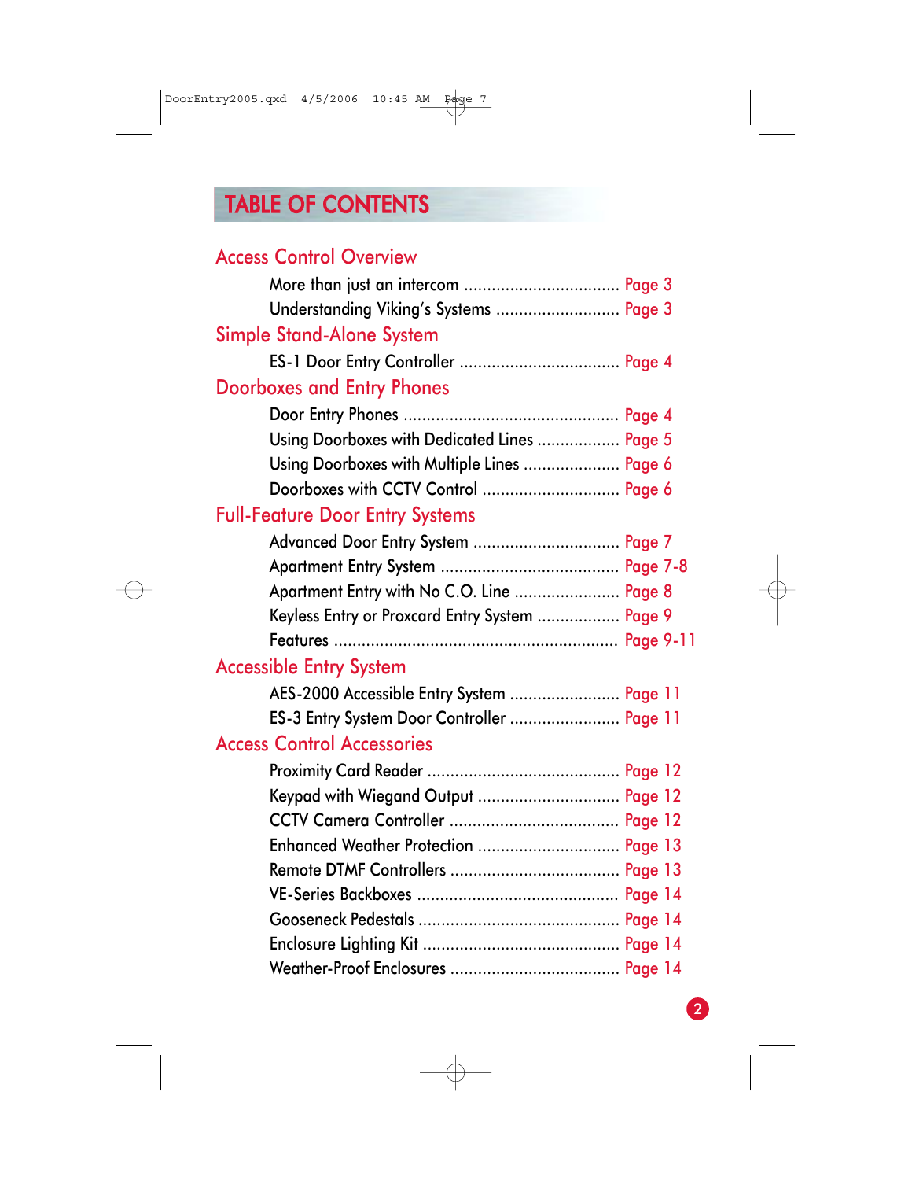# TABLE OF CONTENTS

## Access Control Overview

More than just an intercom .................................. Page 3
Understanding Viking's Systems ........................... Page 3

## Simple Stand-Alone System

ES-1 Door Entry Controller ................................... Page 4

## Doorboxes and Entry Phones

Door Entry Phones ............................................... Page 4
Using Doorboxes with Dedicated Lines .................. Page 5
Using Doorboxes with Multiple Lines ..................... Page 6
Doorboxes with CCTV Control .............................. Page 6

## Full-Feature Door Entry Systems

Advanced Door Entry System ................................ Page 7
Apartment Entry System ....................................... Page 7-8
Apartment Entry with No C.O. Line ....................... Page 8
Keyless Entry or Proxcard Entry System .................. Page 9
Features ............................................................... Page 9-11

## Accessible Entry System

AES-2000 Accessible Entry System ........................ Page 11
ES-3 Entry System Door Controller ........................ Page 11

## Access Control Accessories

Proximity Card Reader .......................................... Page 12
Keypad with Wiegand Output ............................... Page 12
CCTV Camera Controller ..................................... Page 12
Enhanced Weather Protection ............................... Page 13
Remote DTMF Controllers ..................................... Page 13
VE-Series Backboxes ............................................ Page 14
Gooseneck Pedestals ............................................ Page 14
Enclosure Lighting Kit ........................................... Page 14
Weather-Proof Enclosures ..................................... Page 14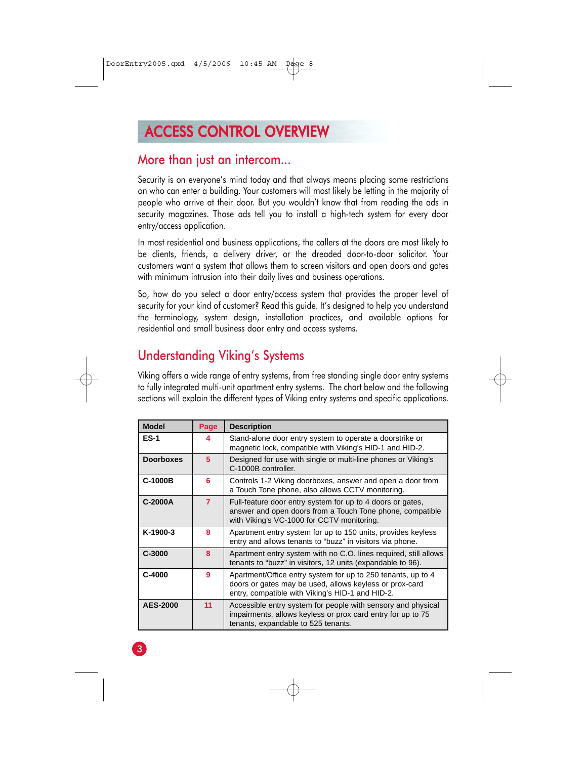# ACCESS CONTROL OVERVIEW

## More than just an intercom...

Security is on everyone's mind today and that always means placing some restrictions on who can enter a building. Your customers will most likely be letting in the majority of people who arrive at their door. But you wouldn't know that from reading the ads in security magazines. Those ads tell you to install a high-tech system for every door entry/access application.

In most residential and business applications, the callers at the doors are most likely to be clients, friends, a delivery driver, or the dreaded door-to-door solicitor. Your customers want a system that allows them to screen visitors and open doors and gates with minimum intrusion into their daily lives and business operations.

So, how do you select a door entry/access system that provides the proper level of security for your kind of customer? Read this guide. It's designed to help you understand the terminology, system design, installation practices, and available options for residential and small business door entry and access systems.

## Understanding Viking's Systems

Viking offers a wide range of entry systems, from free standing single door entry systems to fully integrated multi-unit apartment entry systems. The chart below and the following sections will explain the different types of Viking entry systems and specific applications.

| Model | Page | Description |
|---|---|---|
| **ES-1** | 4 | Stand-alone door entry system to operate a doorstrike or magnetic lock, compatible with Viking's HID-1 and HID-2. |
| **Doorboxes** | 5 | Designed for use with single or multi-line phones or Viking's C-1000B controller. |
| **C-1000B** | 6 | Controls 1-2 Viking doorboxes, answer and open a door from a Touch Tone phone, also allows CCTV monitoring. |
| **C-2000A** | 7 | Full-feature door entry system for up to 4 doors or gates, answer and open doors from a Touch Tone phone, compatible with Viking's VC-1000 for CCTV monitoring. |
| **K-1900-3** | 8 | Apartment entry system for up to 150 units, provides keyless entry and allows tenants to "buzz" in visitors via phone. |
| **C-3000** | 8 | Apartment entry system with no C.O. lines required, still allows tenants to "buzz" in visitors, 12 units (expandable to 96). |
| **C-4000** | 9 | Apartment/Office entry system for up to 250 tenants, up to 4 doors or gates may be used, allows keyless or prox-card entry, compatible with Viking's HID-1 and HID-2. |
| **AES-2000** | 11 | Accessible entry system for people with sensory and physical impairments, allows keyless or prox card entry for up to 75 tenants, expandable to 525 tenants. |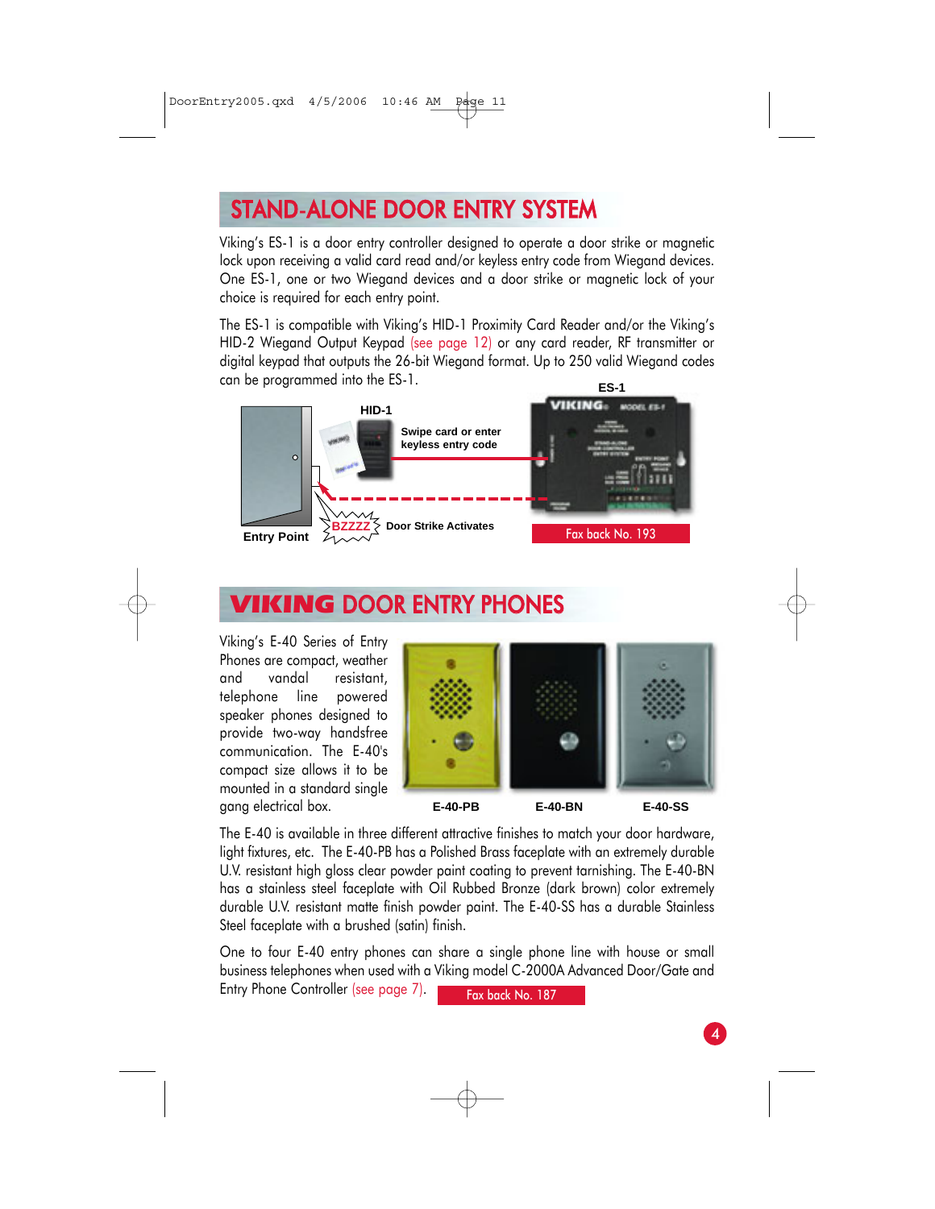# STAND-ALONE DOOR ENTRY SYSTEM

Viking's ES-1 is a door entry controller designed to operate a door strike or magnetic lock upon receiving a valid card read and/or keyless entry code from Wiegand devices. One ES-1, one or two Wiegand devices and a door strike or magnetic lock of your choice is required for each entry point.

The ES-1 is compatible with Viking's HID-1 Proximity Card Reader and/or the Viking's HID-2 Wiegand Output Keypad (see page 12) or any card reader, RF transmitter or digital keypad that outputs the 26-bit Wiegand format. Up to 250 valid Wiegand codes can be programmed into the ES-1.

ES-1

HID-1

Swipe card or enter keyless entry code

Entry Point

BZZZZ Door Strike Activates

Fax back No. 193

# VIKING DOOR ENTRY PHONES

Viking's E-40 Series of Entry Phones are compact, weather and vandal resistant, telephone line powered speaker phones designed to provide two-way handsfree communication. The E-40's compact size allows it to be mounted in a standard single gang electrical box.

E-40-PB E-40-BN E-40-SS

The E-40 is available in three different attractive finishes to match your door hardware, light fixtures, etc. The E-40-PB has a Polished Brass faceplate with an extremely durable U.V. resistant high gloss clear powder paint coating to prevent tarnishing. The E-40-BN has a stainless steel faceplate with Oil Rubbed Bronze (dark brown) color extremely durable U.V. resistant matte finish powder paint. The E-40-SS has a durable Stainless Steel faceplate with a brushed (satin) finish.

One to four E-40 entry phones can share a single phone line with house or small business telephones when used with a Viking model C-2000A Advanced Door/Gate and Entry Phone Controller (see page 7).

Fax back No. 187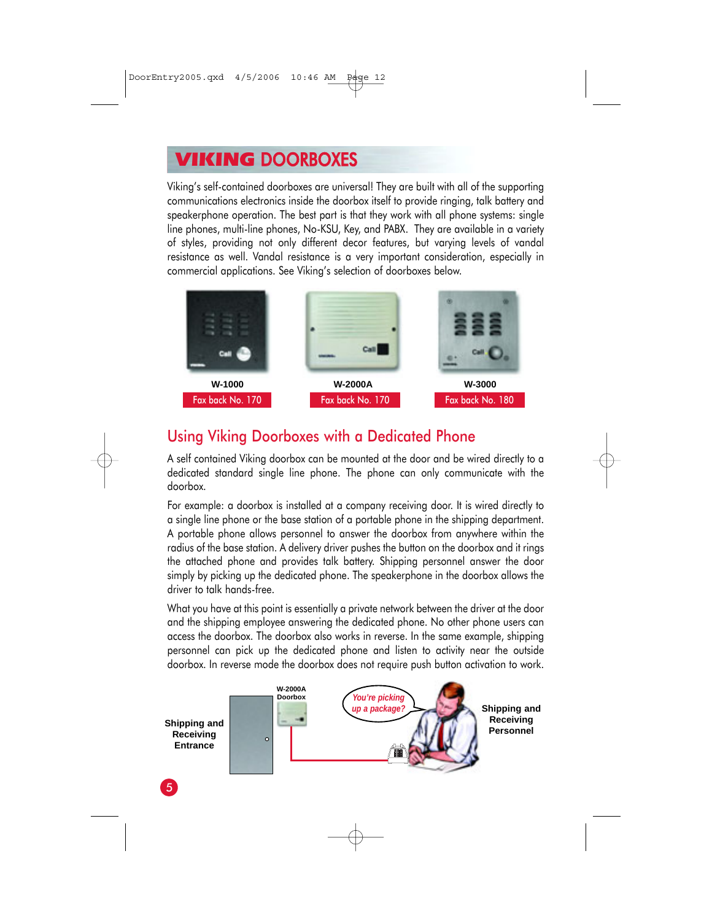# VIKING DOORBOXES

Viking's self-contained doorboxes are universal! They are built with all of the supporting communications electronics inside the doorbox itself to provide ringing, talk battery and speakerphone operation. The best part is that they work with all phone systems: single line phones, multi-line phones, No-KSU, Key, and PABX. They are available in a variety of styles, providing not only different decor features, but varying levels of vandal resistance as well. Vandal resistance is a very important consideration, especially in commercial applications. See Viking's selection of doorboxes below.

**W-1000**
Fax back No. 170

**W-2000A**
Fax back No. 170

**W-3000**
Fax back No. 180

## Using Viking Doorboxes with a Dedicated Phone

A self contained Viking doorbox can be mounted at the door and be wired directly to a dedicated standard single line phone. The phone can only communicate with the doorbox.

For example: a doorbox is installed at a company receiving door. It is wired directly to a single line phone or the base station of a portable phone in the shipping department. A portable phone allows personnel to answer the doorbox from anywhere within the radius of the base station. A delivery driver pushes the button on the doorbox and it rings the attached phone and provides talk battery. Shipping personnel answer the door simply by picking up the dedicated phone. The speakerphone in the doorbox allows the driver to talk hands-free.

What you have at this point is essentially a private network between the driver at the door and the shipping employee answering the dedicated phone. No other phone users can access the doorbox. The doorbox also works in reverse. In the same example, shipping personnel can pick up the dedicated phone and listen to activity near the outside doorbox. In reverse mode the doorbox does not require push button activation to work.

**Shipping and Receiving Entrance** — **W-2000A Doorbox** — *You're picking up a package?* — **Shipping and Receiving Personnel**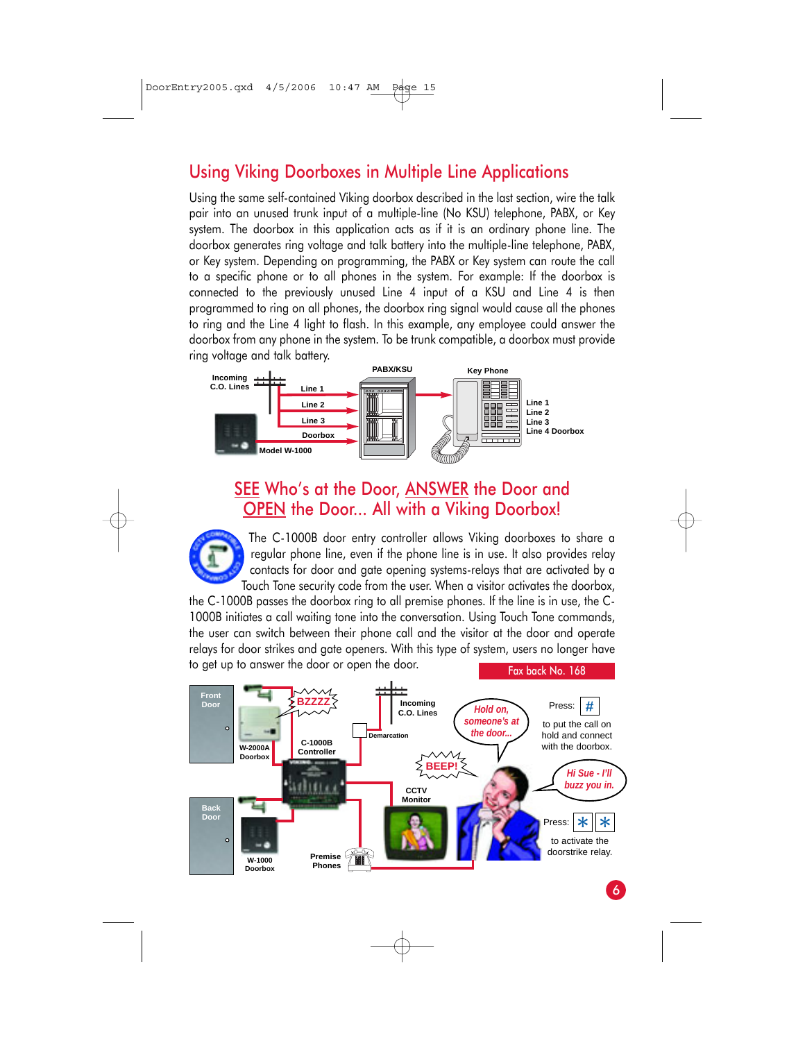## Using Viking Doorboxes in Multiple Line Applications

Using the same self-contained Viking doorbox described in the last section, wire the talk pair into an unused trunk input of a multiple-line (No KSU) telephone, PABX, or Key system. The doorbox in this application acts as if it is an ordinary phone line. The doorbox generates ring voltage and talk battery into the multiple-line telephone, PABX, or Key system. Depending on programming, the PABX or Key system can route the call to a specific phone or to all phones in the system. For example: If the doorbox is connected to the previously unused Line 4 input of a KSU and Line 4 is then programmed to ring on all phones, the doorbox ring signal would cause all the phones to ring and the Line 4 light to flash. In this example, any employee could answer the doorbox from any phone in the system. To be trunk compatible, a doorbox must provide ring voltage and talk battery.

Incoming C.O. Lines — Line 1, Line 2, Line 3, Doorbox — PABX/KSU — Key Phone (Line 1, Line 2, Line 3, Line 4 Doorbox)

Model W-1000

## SEE Who's at the Door, ANSWER the Door and OPEN the Door... All with a Viking Doorbox!

The C-1000B door entry controller allows Viking doorboxes to share a regular phone line, even if the phone line is in use. It also provides relay contacts for door and gate opening systems-relays that are activated by a Touch Tone security code from the user. When a visitor activates the doorbox, the C-1000B passes the doorbox ring to all premise phones. If the line is in use, the C-1000B initiates a call waiting tone into the conversation. Using Touch Tone commands, the user can switch between their phone call and the visitor at the door and operate relays for door strikes and gate openers. With this type of system, users no longer have to get up to answer the door or open the door.

**Fax back No. 168**

Front Door — W-2000A Doorbox — BZZZZ — C-1000B Controller — Incoming C.O. Lines — Demarcation — BEEP! — CCTV Monitor — Back Door — W-1000 Doorbox — Premise Phones

"Hold on, someone's at the door..." Press: # to put the call on hold and connect with the doorbox.

"Hi Sue - I'll buzz you in." Press: * * to activate the doorstrike relay.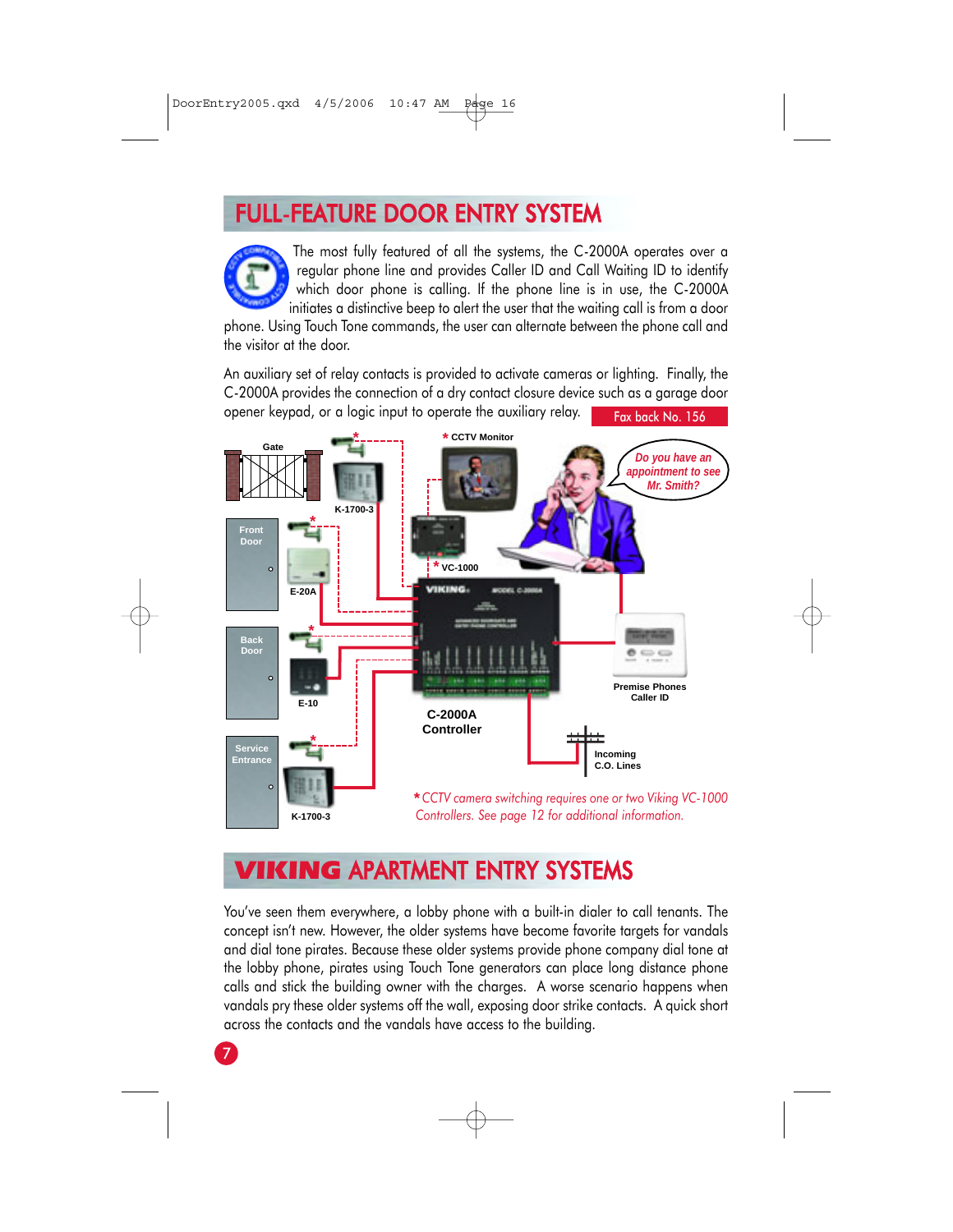# FULL-FEATURE DOOR ENTRY SYSTEM

The most fully featured of all the systems, the C-2000A operates over a regular phone line and provides Caller ID and Call Waiting ID to identify which door phone is calling. If the phone line is in use, the C-2000A initiates a distinctive beep to alert the user that the waiting call is from a door phone. Using Touch Tone commands, the user can alternate between the phone call and the visitor at the door.

An auxiliary set of relay contacts is provided to activate cameras or lighting. Finally, the C-2000A provides the connection of a dry contact closure device such as a garage door opener keypad, or a logic input to operate the auxiliary relay.

**Fax back No. 156**

Gate | K-1700-3 | * CCTV Monitor | Do you have an appointment to see Mr. Smith? | Front Door | E-20A | * VC-1000 | Back Door | E-10 | Premise Phones Caller ID | C-2000A Controller | Service Entrance | K-1700-3 | Incoming C.O. Lines

*\* CCTV camera switching requires one or two Viking VC-1000 Controllers. See page 12 for additional information.*

# VIKING APARTMENT ENTRY SYSTEMS

You've seen them everywhere, a lobby phone with a built-in dialer to call tenants. The concept isn't new. However, the older systems have become favorite targets for vandals and dial tone pirates. Because these older systems provide phone company dial tone at the lobby phone, pirates using Touch Tone generators can place long distance phone calls and stick the building owner with the charges. A worse scenario happens when vandals pry these older systems off the wall, exposing door strike contacts. A quick short across the contacts and the vandals have access to the building.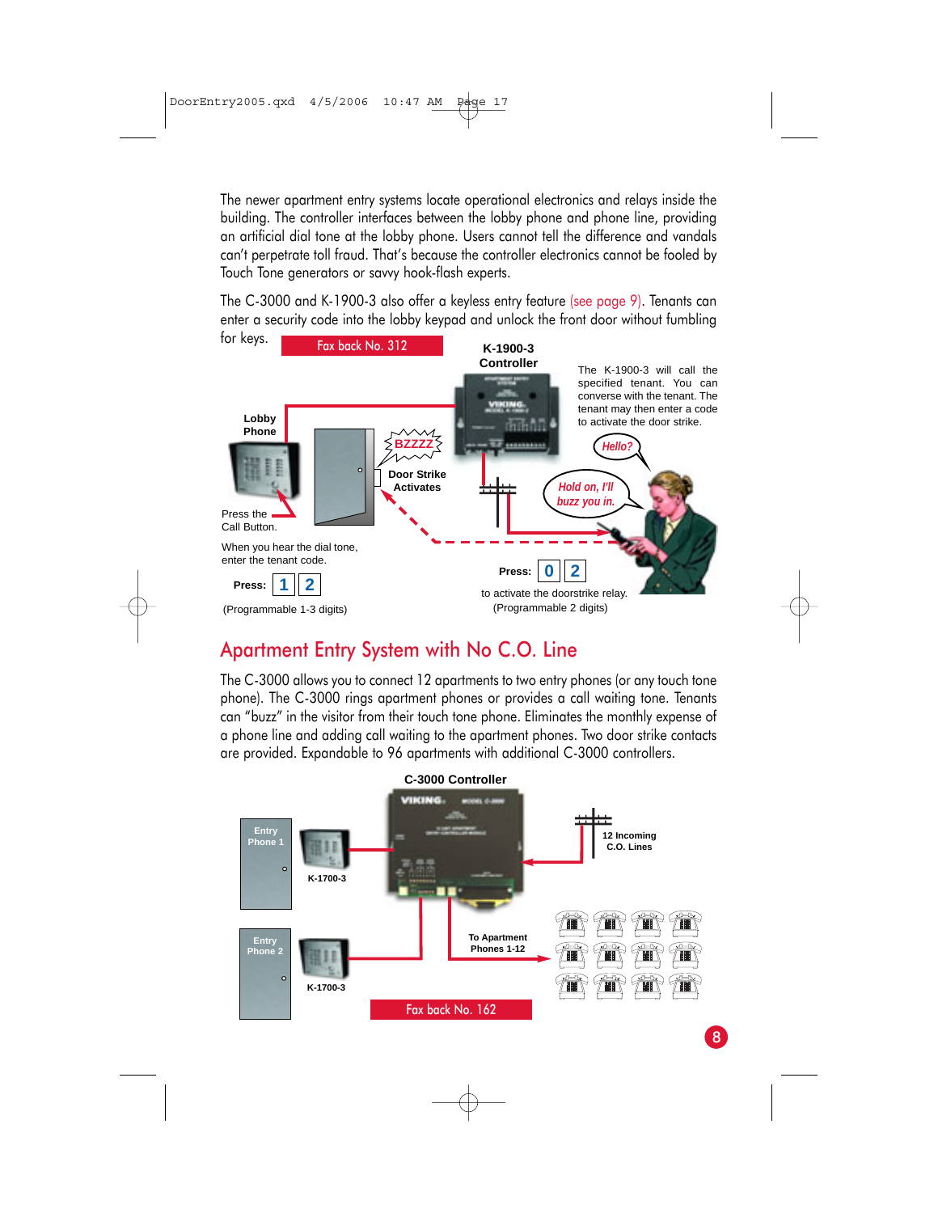The newer apartment entry systems locate operational electronics and relays inside the building. The controller interfaces between the lobby phone and phone line, providing an artificial dial tone at the lobby phone. Users cannot tell the difference and vandals can't perpetrate toll fraud. That's because the controller electronics cannot be fooled by Touch Tone generators or savvy hook-flash experts.

The C-3000 and K-1900-3 also offer a keyless entry feature (see page 9). Tenants can enter a security code into the lobby keypad and unlock the front door without fumbling for keys.

Fax back No. 312

**K-1900-3 Controller**

The K-1900-3 will call the specified tenant. You can converse with the tenant. The tenant may then enter a code to activate the door strike.

**Lobby Phone**

Press the Call Button.

BZZZZ

**Door Strike Activates**

*Hello?*

*Hold on, I'll buzz you in.*

When you hear the dial tone, enter the tenant code.

**Press:** 1 2

(Programmable 1-3 digits)

**Press:** 0 2

to activate the doorstrike relay. (Programmable 2 digits)

## Apartment Entry System with No C.O. Line

The C-3000 allows you to connect 12 apartments to two entry phones (or any touch tone phone). The C-3000 rings apartment phones or provides a call waiting tone. Tenants can "buzz" in the visitor from their touch tone phone. Eliminates the monthly expense of a phone line and adding call waiting to the apartment phones. Two door strike contacts are provided. Expandable to 96 apartments with additional C-3000 controllers.

**C-3000 Controller**

**Entry Phone 1** — **K-1700-3**

**Entry Phone 2** — **K-1700-3**

**12 Incoming C.O. Lines**

**To Apartment Phones 1-12**

Fax back No. 162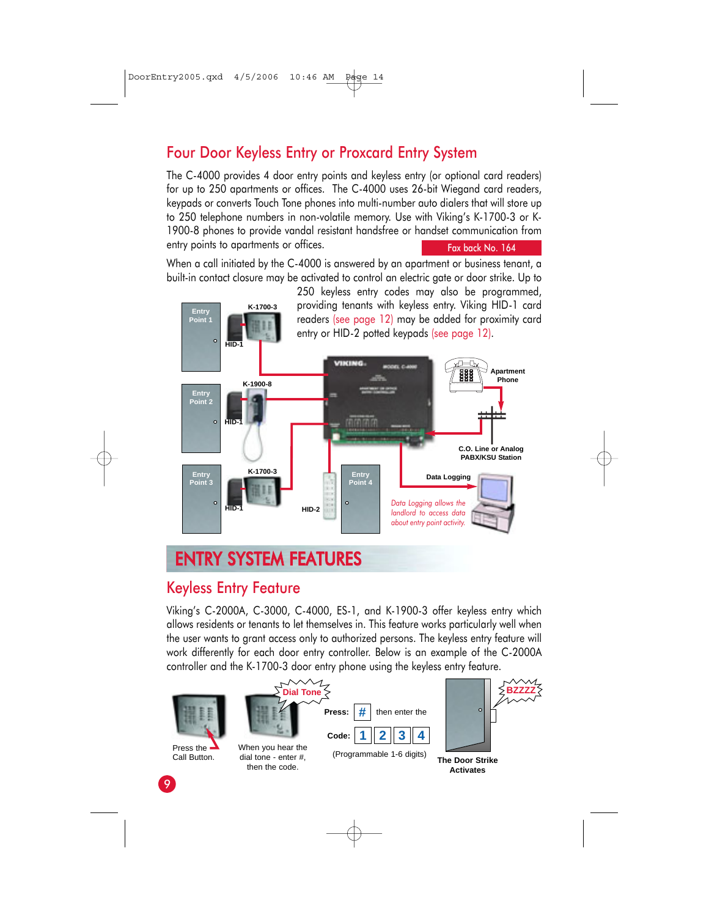## Four Door Keyless Entry or Proxcard Entry System

The C-4000 provides 4 door entry points and keyless entry (or optional card readers) for up to 250 apartments or offices. The C-4000 uses 26-bit Wiegand card readers, keypads or converts Touch Tone phones into multi-number auto dialers that will store up to 250 telephone numbers in non-volatile memory. Use with Viking's K-1700-3 or K-1900-8 phones to provide vandal resistant handsfree or handset communication from entry points to apartments or offices.

**Fax back No. 164**

When a call initiated by the C-4000 is answered by an apartment or business tenant, a built-in contact closure may be activated to control an electric gate or door strike. Up to 250 keyless entry codes may also be programmed, providing tenants with keyless entry. Viking HID-1 card readers (see page 12) may be added for proximity card entry or HID-2 potted keypads (see page 12).

Entry Point 1 — K-1700-3 — HID-1

Entry Point 2 — K-1900-8 — HID-1

Entry Point 3 — K-1700-3 — HID-1

Entry Point 4 — HID-2

Apartment Phone

C.O. Line or Analog PABX/KSU Station

Data Logging

*Data Logging allows the landlord to access data about entry point activity.*

# ENTRY SYSTEM FEATURES

## Keyless Entry Feature

Viking's C-2000A, C-3000, C-4000, ES-1, and K-1900-3 offer keyless entry which allows residents or tenants to let themselves in. This feature works particularly well when the user wants to grant access only to authorized persons. The keyless entry feature will work differently for each door entry controller. Below is an example of the C-2000A controller and the K-1700-3 door entry phone using the keyless entry feature.

Press the Call Button.

Dial Tone — When you hear the dial tone - enter #, then the code.

**Press:** # then enter the **Code:** 1 2 3 4 (Programmable 1-6 digits)

BZZZZ — **The Door Strike Activates**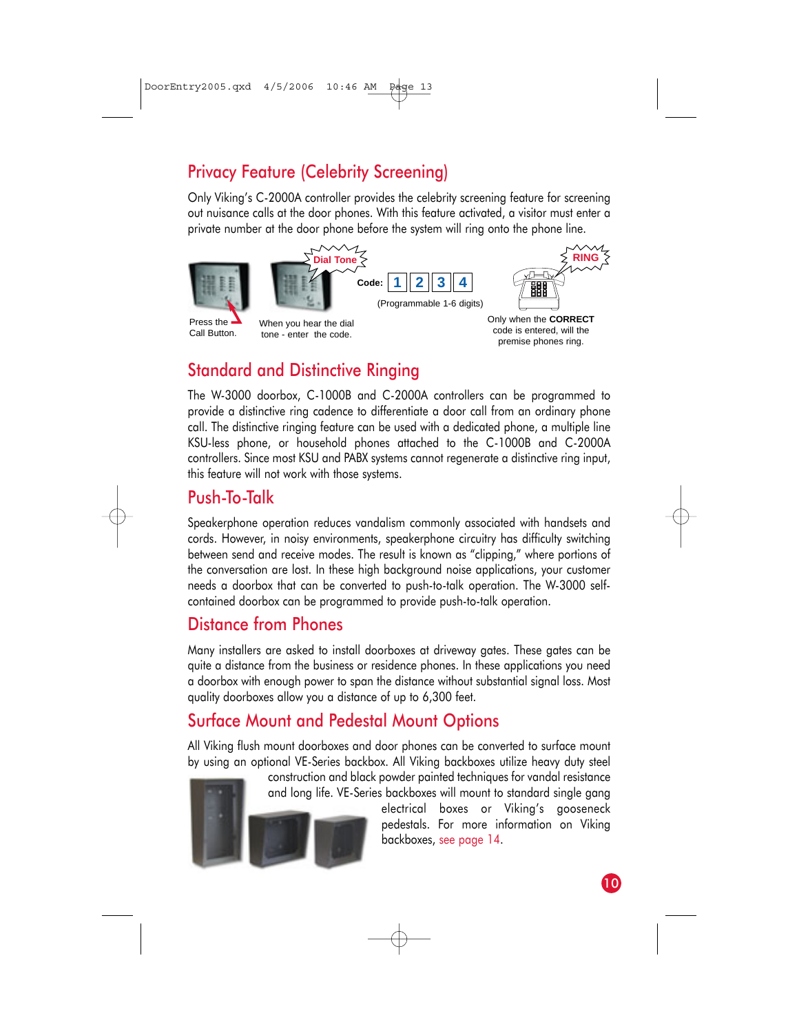## Privacy Feature (Celebrity Screening)

Only Viking's C-2000A controller provides the celebrity screening feature for screening out nuisance calls at the door phones. With this feature activated, a visitor must enter a private number at the door phone before the system will ring onto the phone line.

Press the Call Button.

Dial Tone

When you hear the dial tone - enter the code.

Code: 1 2 3 4

(Programmable 1-6 digits)

RING

Only when the **CORRECT** code is entered, will the premise phones ring.

## Standard and Distinctive Ringing

The W-3000 doorbox, C-1000B and C-2000A controllers can be programmed to provide a distinctive ring cadence to differentiate a door call from an ordinary phone call. The distinctive ringing feature can be used with a dedicated phone, a multiple line KSU-less phone, or household phones attached to the C-1000B and C-2000A controllers. Since most KSU and PABX systems cannot regenerate a distinctive ring input, this feature will not work with those systems.

## Push-To-Talk

Speakerphone operation reduces vandalism commonly associated with handsets and cords. However, in noisy environments, speakerphone circuitry has difficulty switching between send and receive modes. The result is known as "clipping," where portions of the conversation are lost. In these high background noise applications, your customer needs a doorbox that can be converted to push-to-talk operation. The W-3000 self-contained doorbox can be programmed to provide push-to-talk operation.

## Distance from Phones

Many installers are asked to install doorboxes at driveway gates. These gates can be quite a distance from the business or residence phones. In these applications you need a doorbox with enough power to span the distance without substantial signal loss. Most quality doorboxes allow you a distance of up to 6,300 feet.

## Surface Mount and Pedestal Mount Options

All Viking flush mount doorboxes and door phones can be converted to surface mount by using an optional VE-Series backbox. All Viking backboxes utilize heavy duty steel construction and black powder painted techniques for vandal resistance and long life. VE-Series backboxes will mount to standard single gang electrical boxes or Viking's gooseneck pedestals. For more information on Viking backboxes, see page 14.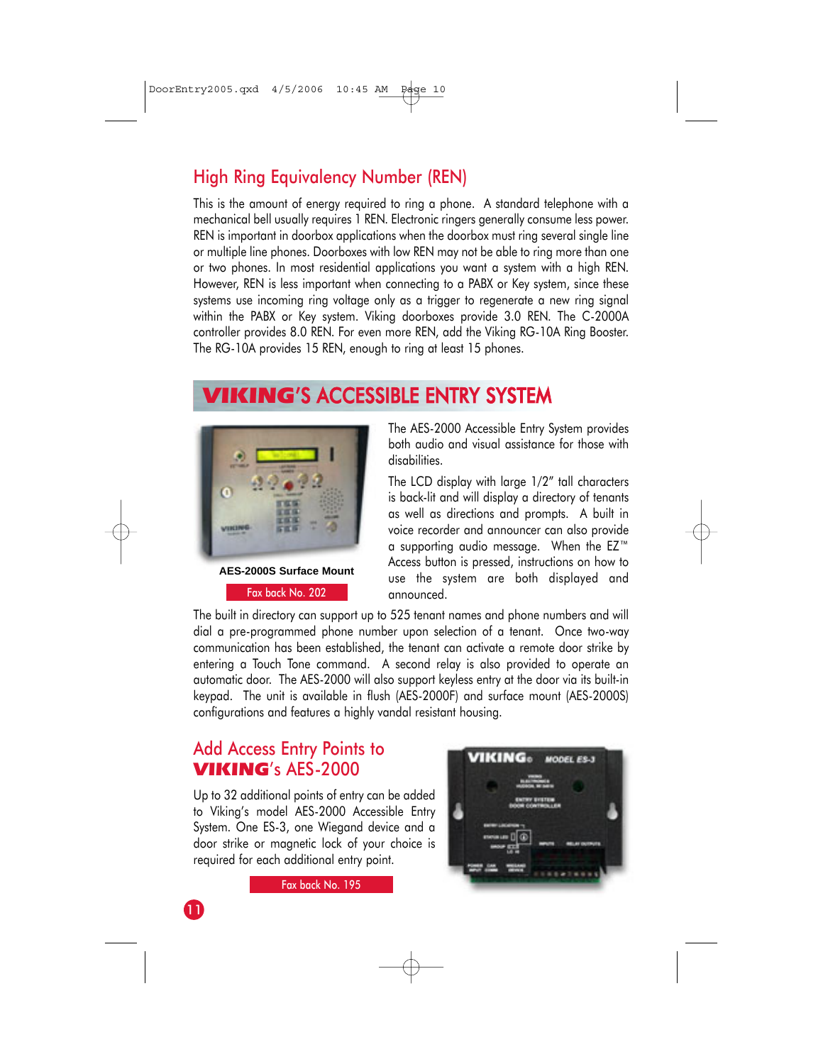## High Ring Equivalency Number (REN)

This is the amount of energy required to ring a phone. A standard telephone with a mechanical bell usually requires 1 REN. Electronic ringers generally consume less power. REN is important in doorbox applications when the doorbox must ring several single line or multiple line phones. Doorboxes with low REN may not be able to ring more than one or two phones. In most residential applications you want a system with a high REN. However, REN is less important when connecting to a PABX or Key system, since these systems use incoming ring voltage only as a trigger to regenerate a new ring signal within the PABX or Key system. Viking doorboxes provide 3.0 REN. The C-2000A controller provides 8.0 REN. For even more REN, add the Viking RG-10A Ring Booster. The RG-10A provides 15 REN, enough to ring at least 15 phones.

# VIKING'S ACCESSIBLE ENTRY SYSTEM

**AES-2000S Surface Mount**

Fax back No. 202

The AES-2000 Accessible Entry System provides both audio and visual assistance for those with disabilities.

The LCD display with large 1/2" tall characters is back-lit and will display a directory of tenants as well as directions and prompts. A built in voice recorder and announcer can also provide a supporting audio message. When the EZ™ Access button is pressed, instructions on how to use the system are both displayed and announced.

The built in directory can support up to 525 tenant names and phone numbers and will dial a pre-programmed phone number upon selection of a tenant. Once two-way communication has been established, the tenant can activate a remote door strike by entering a Touch Tone command. A second relay is also provided to operate an automatic door. The AES-2000 will also support keyless entry at the door via its built-in keypad. The unit is available in flush (AES-2000F) and surface mount (AES-2000S) configurations and features a highly vandal resistant housing.

## Add Access Entry Points to VIKING's AES-2000

Up to 32 additional points of entry can be added to Viking's model AES-2000 Accessible Entry System. One ES-3, one Wiegand device and a door strike or magnetic lock of your choice is required for each additional entry point.

Fax back No. 195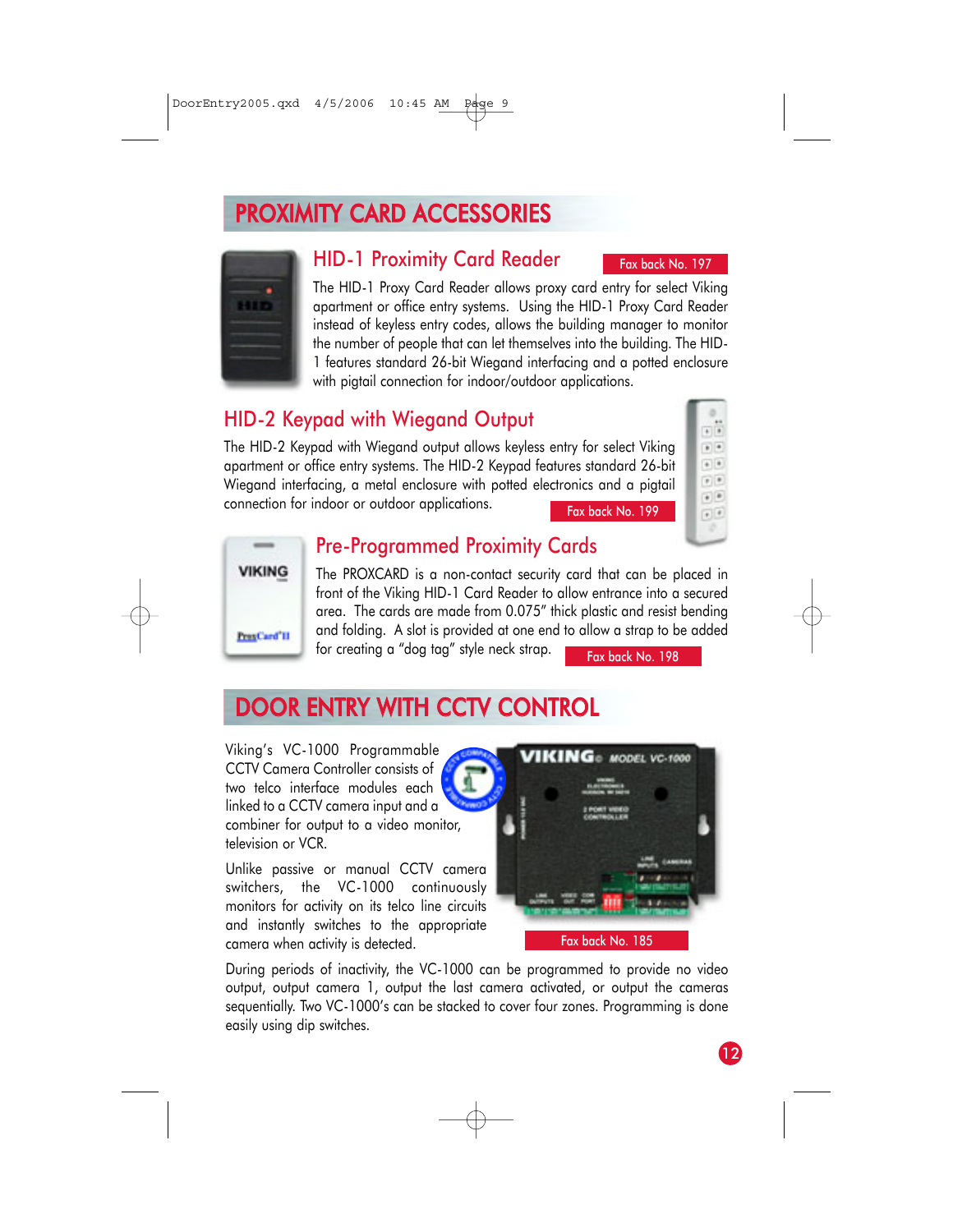# PROXIMITY CARD ACCESSORIES

## HID-1 Proximity Card Reader

Fax back No. 197

The HID-1 Proxy Card Reader allows proxy card entry for select Viking apartment or office entry systems. Using the HID-1 Proxy Card Reader instead of keyless entry codes, allows the building manager to monitor the number of people that can let themselves into the building. The HID-1 features standard 26-bit Wiegand interfacing and a potted enclosure with pigtail connection for indoor/outdoor applications.

## HID-2 Keypad with Wiegand Output

The HID-2 Keypad with Wiegand output allows keyless entry for select Viking apartment or office entry systems. The HID-2 Keypad features standard 26-bit Wiegand interfacing, a metal enclosure with potted electronics and a pigtail connection for indoor or outdoor applications.

Fax back No. 199

## Pre-Programmed Proximity Cards

The PROXCARD is a non-contact security card that can be placed in front of the Viking HID-1 Card Reader to allow entrance into a secured area. The cards are made from 0.075" thick plastic and resist bending and folding. A slot is provided at one end to allow a strap to be added for creating a "dog tag" style neck strap.

Fax back No. 198

# DOOR ENTRY WITH CCTV CONTROL

Viking's VC-1000 Programmable CCTV Camera Controller consists of two telco interface modules each linked to a CCTV camera input and a combiner for output to a video monitor, television or VCR.

Unlike passive or manual CCTV camera switchers, the VC-1000 continuously monitors for activity on its telco line circuits and instantly switches to the appropriate camera when activity is detected.

Fax back No. 185

During periods of inactivity, the VC-1000 can be programmed to provide no video output, output camera 1, output the last camera activated, or output the cameras sequentially. Two VC-1000's can be stacked to cover four zones. Programming is done easily using dip switches.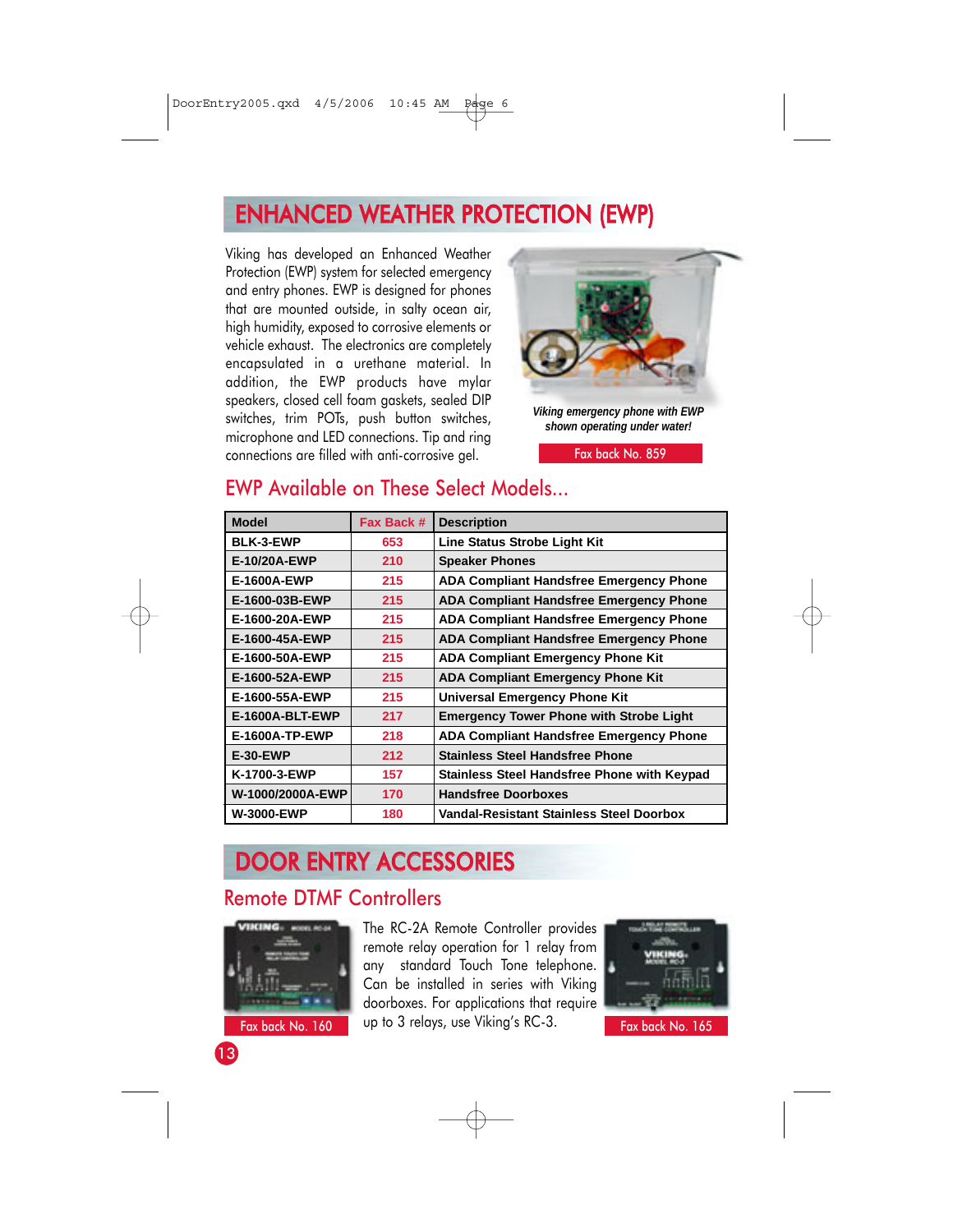# ENHANCED WEATHER PROTECTION (EWP)

Viking has developed an Enhanced Weather Protection (EWP) system for selected emergency and entry phones. EWP is designed for phones that are mounted outside, in salty ocean air, high humidity, exposed to corrosive elements or vehicle exhaust. The electronics are completely encapsulated in a urethane material. In addition, the EWP products have mylar speakers, closed cell foam gaskets, sealed DIP switches, trim POTs, push button switches, microphone and LED connections. Tip and ring connections are filled with anti-corrosive gel.

*Viking emergency phone with EWP shown operating under water!*

Fax back No. 859

## EWP Available on These Select Models...

| Model | Fax Back # | Description |
|---|---|---|
| BLK-3-EWP | 653 | Line Status Strobe Light Kit |
| E-10/20A-EWP | 210 | Speaker Phones |
| E-1600A-EWP | 215 | ADA Compliant Handsfree Emergency Phone |
| E-1600-03B-EWP | 215 | ADA Compliant Handsfree Emergency Phone |
| E-1600-20A-EWP | 215 | ADA Compliant Handsfree Emergency Phone |
| E-1600-45A-EWP | 215 | ADA Compliant Handsfree Emergency Phone |
| E-1600-50A-EWP | 215 | ADA Compliant Emergency Phone Kit |
| E-1600-52A-EWP | 215 | ADA Compliant Emergency Phone Kit |
| E-1600-55A-EWP | 215 | Universal Emergency Phone Kit |
| E-1600A-BLT-EWP | 217 | Emergency Tower Phone with Strobe Light |
| E-1600A-TP-EWP | 218 | ADA Compliant Handsfree Emergency Phone |
| E-30-EWP | 212 | Stainless Steel Handsfree Phone |
| K-1700-3-EWP | 157 | Stainless Steel Handsfree Phone with Keypad |
| W-1000/2000A-EWP | 170 | Handsfree Doorboxes |
| W-3000-EWP | 180 | Vandal-Resistant Stainless Steel Doorbox |

# DOOR ENTRY ACCESSORIES

## Remote DTMF Controllers

Fax back No. 160

The RC-2A Remote Controller provides remote relay operation for 1 relay from any standard Touch Tone telephone. Can be installed in series with Viking doorboxes. For applications that require up to 3 relays, use Viking's RC-3.

Fax back No. 165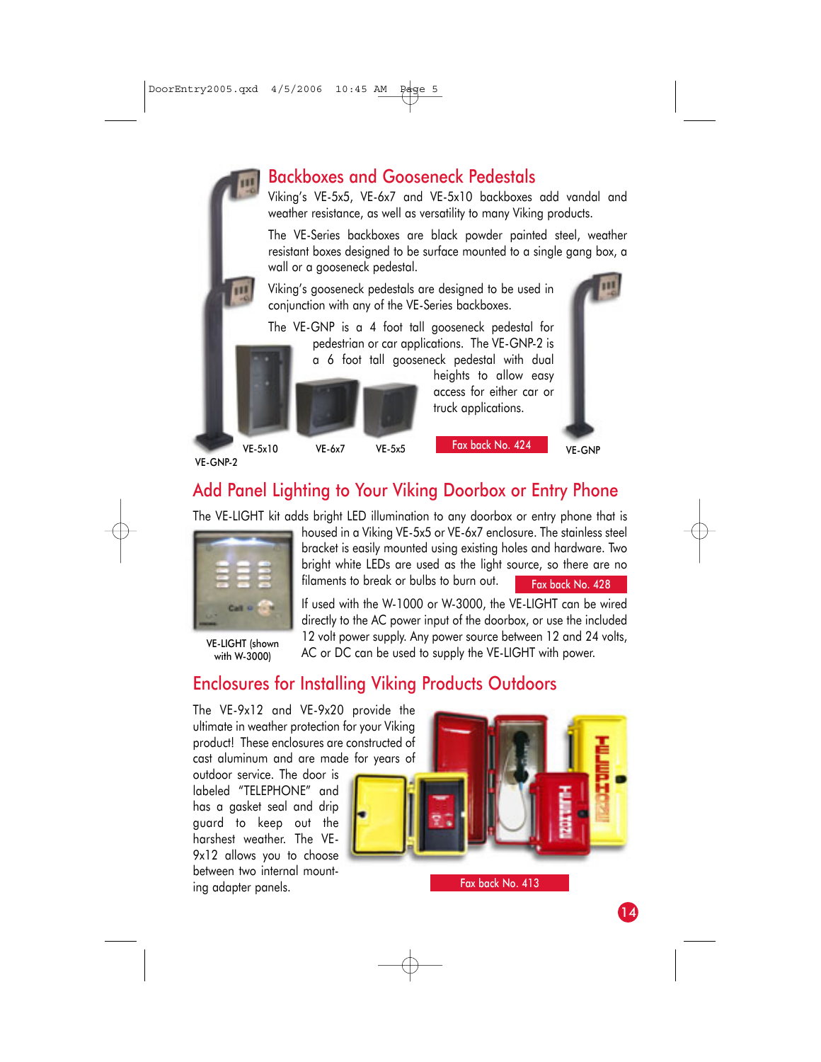## Backboxes and Gooseneck Pedestals

Viking's VE-5x5, VE-6x7 and VE-5x10 backboxes add vandal and weather resistance, as well as versatility to many Viking products.

The VE-Series backboxes are black powder painted steel, weather resistant boxes designed to be surface mounted to a single gang box, a wall or a gooseneck pedestal.

Viking's gooseneck pedestals are designed to be used in conjunction with any of the VE-Series backboxes.

The VE-GNP is a 4 foot tall gooseneck pedestal for pedestrian or car applications. The VE-GNP-2 is a 6 foot tall gooseneck pedestal with dual heights to allow easy access for either car or truck applications.

Fax back No. 424

VE-GNP-2 VE-5x10 VE-6x7 VE-5x5 VE-GNP

## Add Panel Lighting to Your Viking Doorbox or Entry Phone

The VE-LIGHT kit adds bright LED illumination to any doorbox or entry phone that is housed in a Viking VE-5x5 or VE-6x7 enclosure. The stainless steel bracket is easily mounted using existing holes and hardware. Two bright white LEDs are used as the light source, so there are no filaments to break or bulbs to burn out.

Fax back No. 428

If used with the W-1000 or W-3000, the VE-LIGHT can be wired directly to the AC power input of the doorbox, or use the included 12 volt power supply. Any power source between 12 and 24 volts, AC or DC can be used to supply the VE-LIGHT with power.

VE-LIGHT (shown with W-3000)

## Enclosures for Installing Viking Products Outdoors

The VE-9x12 and VE-9x20 provide the ultimate in weather protection for your Viking product! These enclosures are constructed of cast aluminum and are made for years of outdoor service. The door is labeled "TELEPHONE" and has a gasket seal and drip guard to keep out the harshest weather. The VE-9x12 allows you to choose between two internal mounting adapter panels.

Fax back No. 413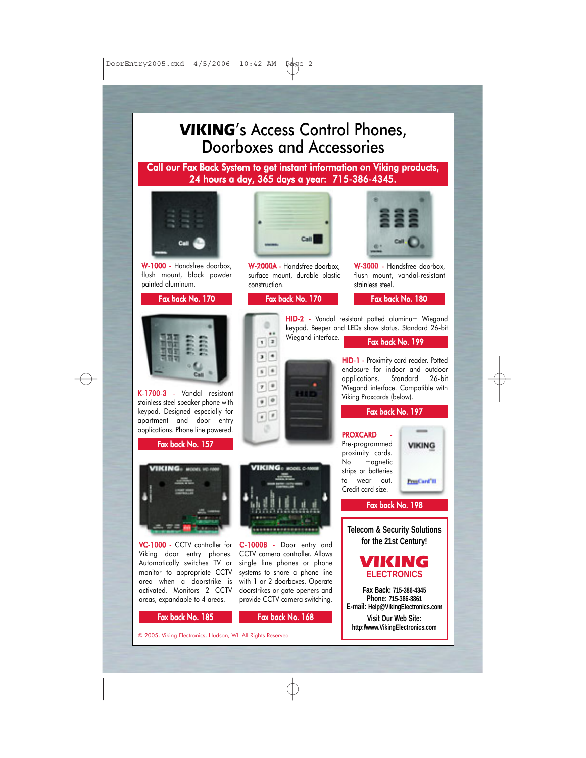# VIKING's Access Control Phones, Doorboxes and Accessories

**Call our Fax Back System to get instant information on Viking products, 24 hours a day, 365 days a year: 715-386-4345.**

**W-1000** - Handsfree doorbox, flush mount, black powder painted aluminum.

**Fax back No. 170**

**W-2000A** - Handsfree doorbox, surface mount, durable plastic construction.

**Fax back No. 170**

**W-3000** - Handsfree doorbox, flush mount, vandal-resistant stainless steel.

**Fax back No. 180**

**K-1700-3** - Vandal resistant stainless steel speaker phone with keypad. Designed especially for apartment and door entry applications. Phone line powered.

**Fax back No. 157**

**HID-2** - Vandal resistant potted aluminum Wiegand keypad. Beeper and LEDs show status. Standard 26-bit Wiegand interface.

**Fax back No. 199**

**HID-1** - Proximity card reader. Potted enclosure for indoor and outdoor applications. Standard 26-bit Wiegand interface. Compatible with Viking Proxcards (below).

**Fax back No. 197**

**PROXCARD** - Pre-programmed proximity cards. No magnetic strips or batteries to wear out. Credit card size.

**Fax back No. 198**

**VC-1000** - CCTV controller for Viking door entry phones. Automatically switches TV or monitor to appropriate CCTV area when a doorstrike is activated. Monitors 2 CCTV areas, expandable to 4 areas.

**Fax back No. 185**

**C-1000B** - Door entry and CCTV camera controller. Allows single line phones or phone systems to share a phone line with 1 or 2 doorboxes. Operate doorstrikes or gate openers and provide CCTV camera switching.

**Fax back No. 168**

**Telecom & Security Solutions for the 21st Century!**

**VIKING ELECTRONICS**

**Fax Back:** 715-386-4345
**Phone:** 715-386-8861
**E-mail:** Help@VikingElectronics.com

**Visit Our Web Site:**
http://www.VikingElectronics.com

© 2005, Viking Electronics, Hudson, WI. All Rights Reserved